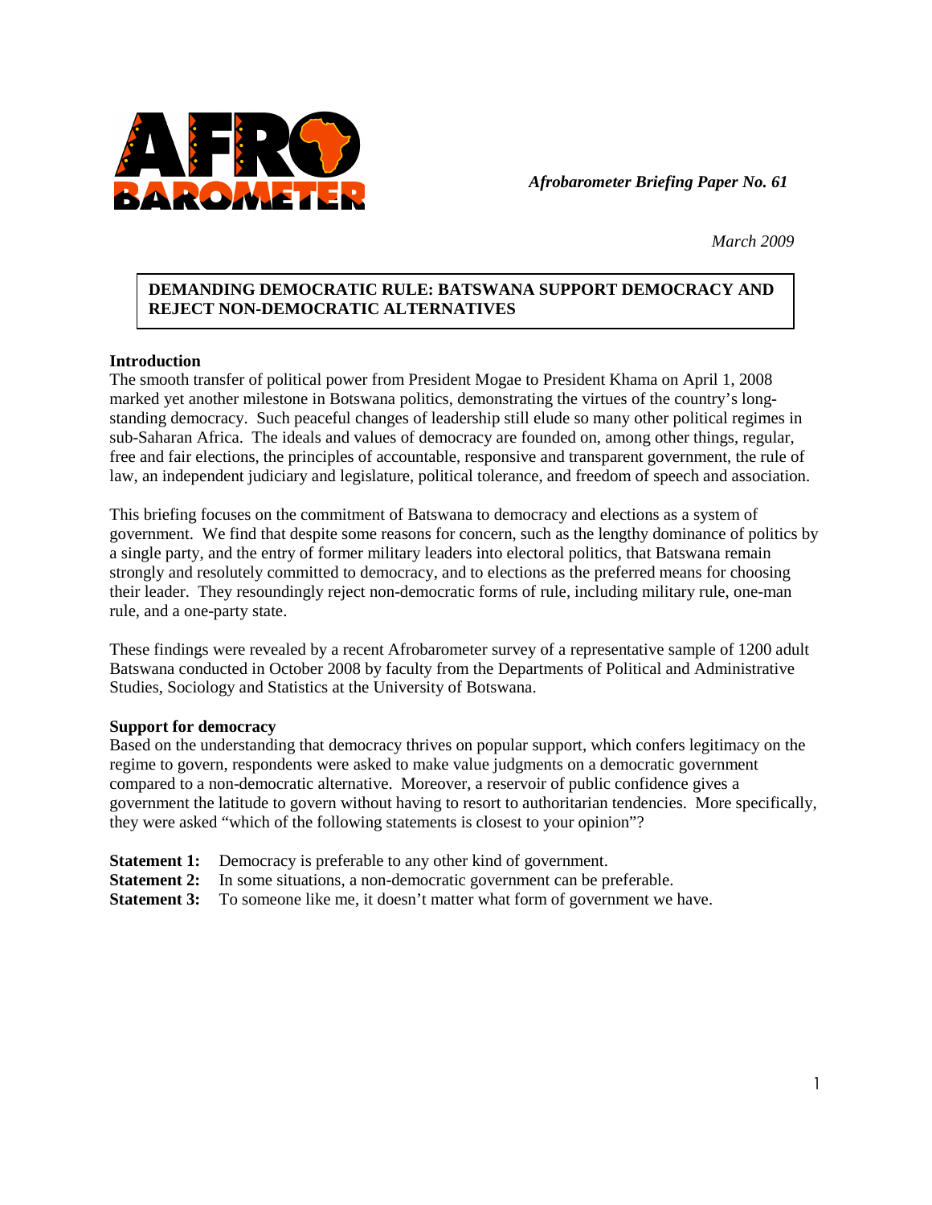*Afrobarometer Briefing Paper No. 61*

*March 2009*

**DEMANDING DEMOCRATIC RULE: BATSWANA SUPPORT DEMOCRACY AND REJECT NON-DEMOCRATIC ALTERNATIVES**

## Introduction

The smooth transfer of political power from President Mogae to President Khama on April 1, 2008 marked yet another milestone in Botswana politics, demonstrating the virtues of the country's long-standing democracy. Such peaceful changes of leadership still elude so many other political regimes in sub-Saharan Africa. The ideals and values of democracy are founded on, among other things, regular, free and fair elections, the principles of accountable, responsive and transparent government, the rule of law, an independent judiciary and legislature, political tolerance, and freedom of speech and association.

This briefing focuses on the commitment of Batswana to democracy and elections as a system of government. We find that despite some reasons for concern, such as the lengthy dominance of politics by a single party, and the entry of former military leaders into electoral politics, that Batswana remain strongly and resolutely committed to democracy, and to elections as the preferred means for choosing their leader. They resoundingly reject non-democratic forms of rule, including military rule, one-man rule, and a one-party state.

These findings were revealed by a recent Afrobarometer survey of a representative sample of 1200 adult Batswana conducted in October 2008 by faculty from the Departments of Political and Administrative Studies, Sociology and Statistics at the University of Botswana.

## Support for democracy

Based on the understanding that democracy thrives on popular support, which confers legitimacy on the regime to govern, respondents were asked to make value judgments on a democratic government compared to a non-democratic alternative. Moreover, a reservoir of public confidence gives a government the latitude to govern without having to resort to authoritarian tendencies. More specifically, they were asked "which of the following statements is closest to your opinion"?

**Statement 1:** Democracy is preferable to any other kind of government.
**Statement 2:** In some situations, a non-democratic government can be preferable.
**Statement 3:** To someone like me, it doesn't matter what form of government we have.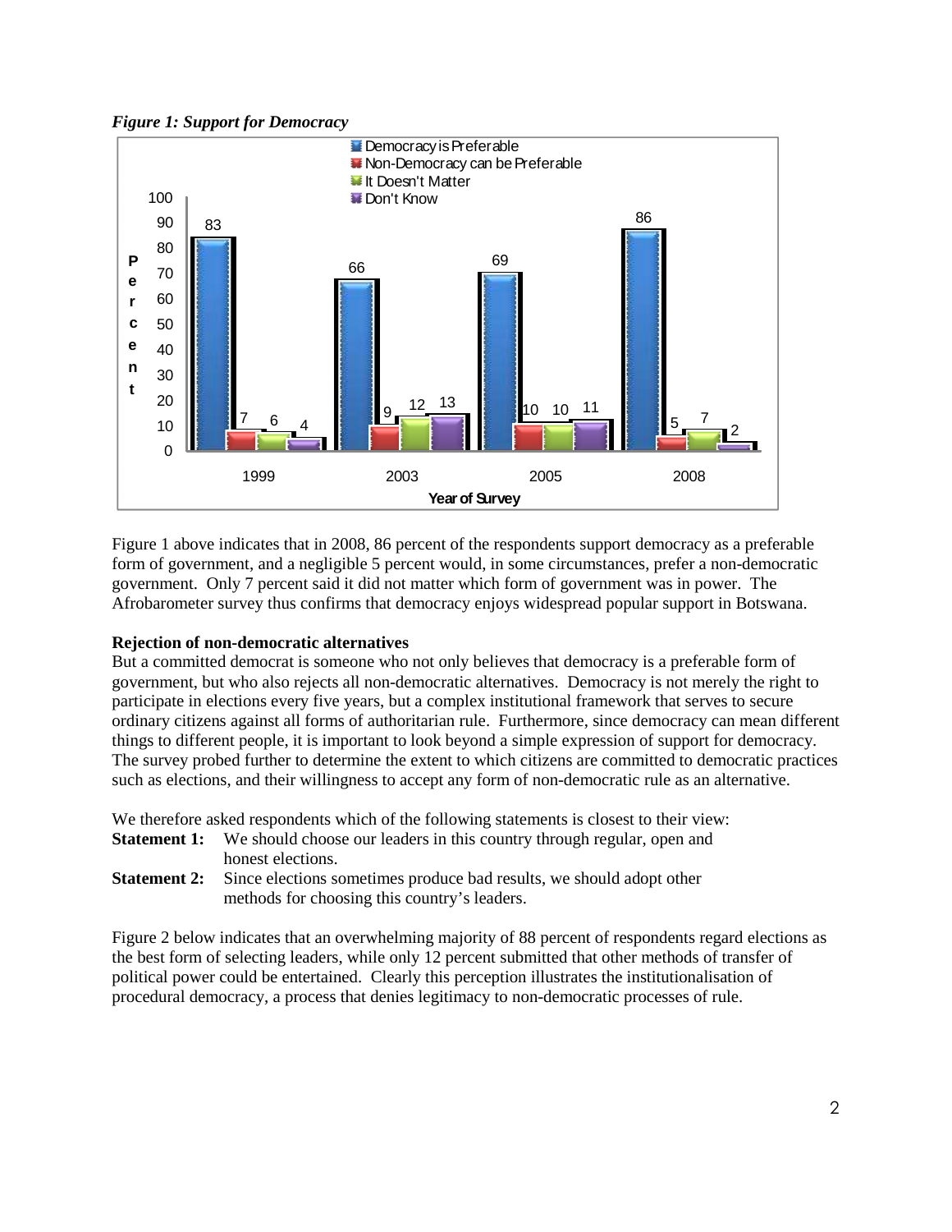*Figure 1: Support for Democracy*

| Year of Survey | Democracy is Preferable | Non-Democracy can be Preferable | It Doesn't Matter | Don't Know |
|---|---|---|---|---|
| 1999 | 83 | 7 | 6 | 4 |
| 2003 | 66 | 9 | 12 | 13 |
| 2005 | 69 | 10 | 10 | 11 |
| 2008 | 86 | 5 | 7 | 2 |

Figure 1 above indicates that in 2008, 86 percent of the respondents support democracy as a preferable form of government, and a negligible 5 percent would, in some circumstances, prefer a non-democratic government. Only 7 percent said it did not matter which form of government was in power. The Afrobarometer survey thus confirms that democracy enjoys widespread popular support in Botswana.

**Rejection of non-democratic alternatives**

But a committed democrat is someone who not only believes that democracy is a preferable form of government, but who also rejects all non-democratic alternatives. Democracy is not merely the right to participate in elections every five years, but a complex institutional framework that serves to secure ordinary citizens against all forms of authoritarian rule. Furthermore, since democracy can mean different things to different people, it is important to look beyond a simple expression of support for democracy. The survey probed further to determine the extent to which citizens are committed to democratic practices such as elections, and their willingness to accept any form of non-democratic rule as an alternative.

We therefore asked respondents which of the following statements is closest to their view:

**Statement 1:** We should choose our leaders in this country through regular, open and honest elections.

**Statement 2:** Since elections sometimes produce bad results, we should adopt other methods for choosing this country's leaders.

Figure 2 below indicates that an overwhelming majority of 88 percent of respondents regard elections as the best form of selecting leaders, while only 12 percent submitted that other methods of transfer of political power could be entertained. Clearly this perception illustrates the institutionalisation of procedural democracy, a process that denies legitimacy to non-democratic processes of rule.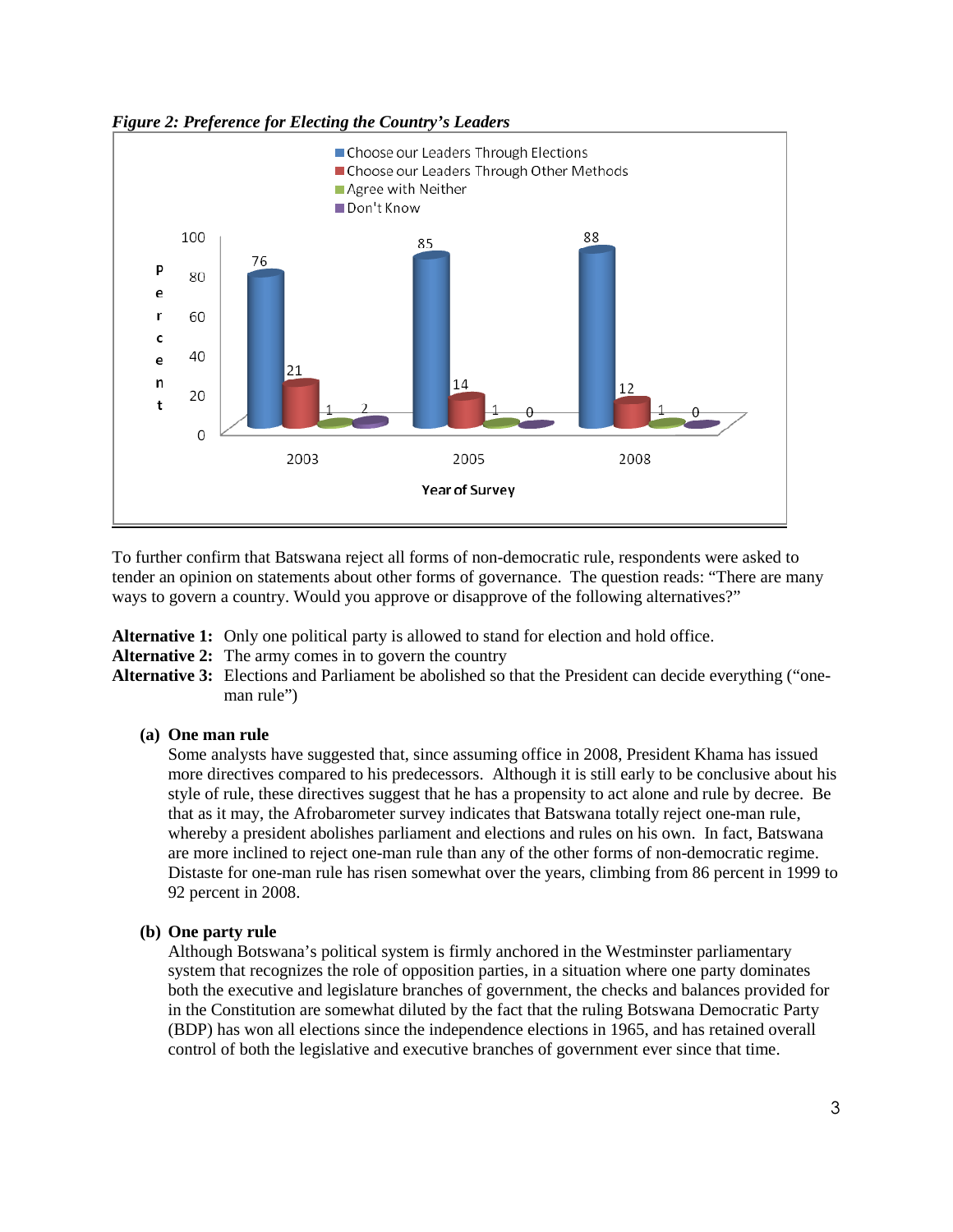*Figure 2: Preference for Electing the Country's Leaders*

| Year of Survey | Choose our Leaders Through Elections | Choose our Leaders Through Other Methods | Agree with Neither | Don't Know |
|---|---|---|---|---|
| 2003 | 76 | 21 | 1 | 2 |
| 2005 | 85 | 14 | 1 | 0 |
| 2008 | 88 | 12 | 1 | 0 |

To further confirm that Batswana reject all forms of non-democratic rule, respondents were asked to tender an opinion on statements about other forms of governance. The question reads: "There are many ways to govern a country. Would you approve or disapprove of the following alternatives?"

**Alternative 1:** Only one political party is allowed to stand for election and hold office.
**Alternative 2:** The army comes in to govern the country
**Alternative 3:** Elections and Parliament be abolished so that the President can decide everything ("one-man rule")

**(a) One man rule**

Some analysts have suggested that, since assuming office in 2008, President Khama has issued more directives compared to his predecessors. Although it is still early to be conclusive about his style of rule, these directives suggest that he has a propensity to act alone and rule by decree. Be that as it may, the Afrobarometer survey indicates that Batswana totally reject one-man rule, whereby a president abolishes parliament and elections and rules on his own. In fact, Batswana are more inclined to reject one-man rule than any of the other forms of non-democratic regime. Distaste for one-man rule has risen somewhat over the years, climbing from 86 percent in 1999 to 92 percent in 2008.

**(b) One party rule**

Although Botswana's political system is firmly anchored in the Westminster parliamentary system that recognizes the role of opposition parties, in a situation where one party dominates both the executive and legislature branches of government, the checks and balances provided for in the Constitution are somewhat diluted by the fact that the ruling Botswana Democratic Party (BDP) has won all elections since the independence elections in 1965, and has retained overall control of both the legislative and executive branches of government ever since that time.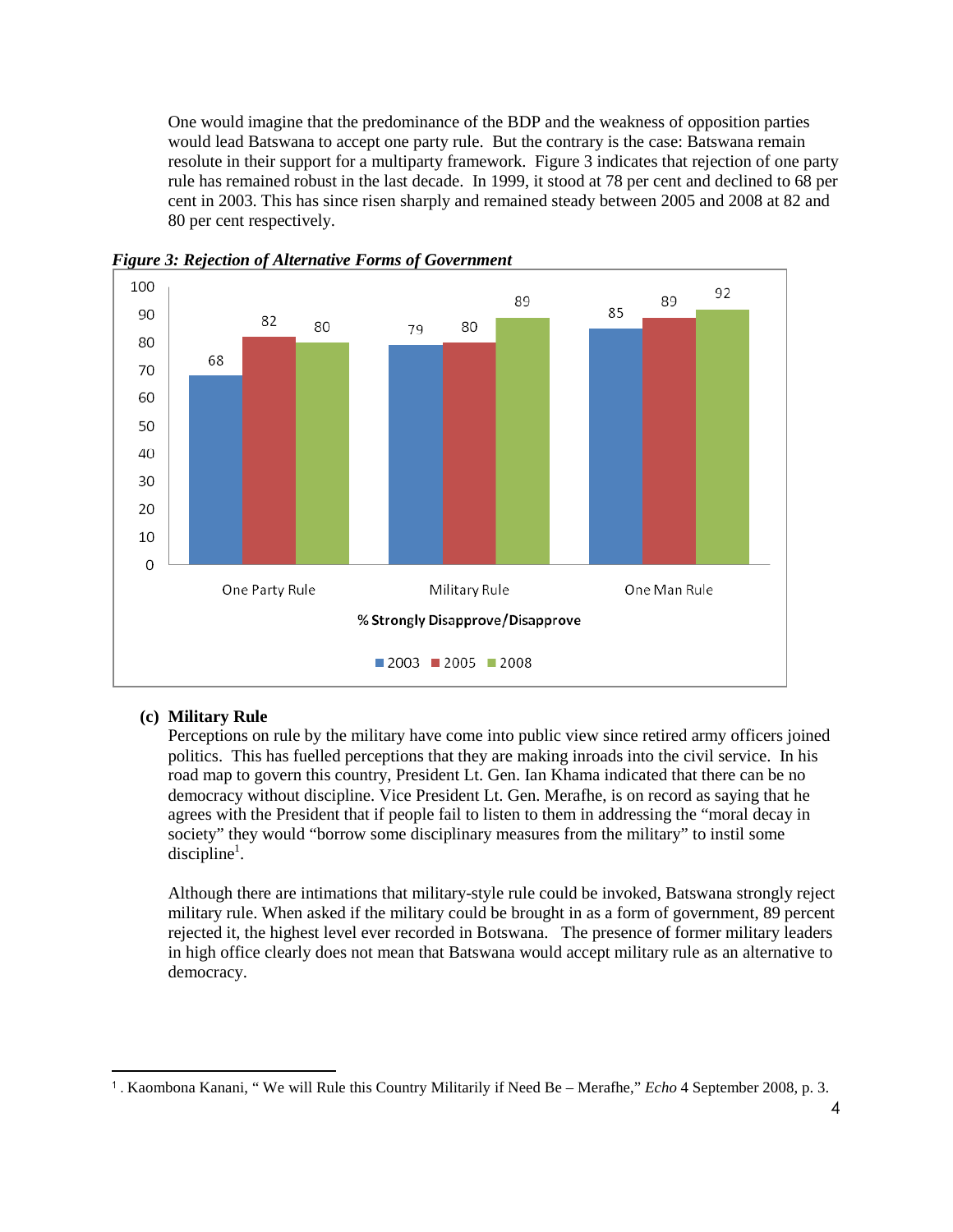One would imagine that the predominance of the BDP and the weakness of opposition parties would lead Batswana to accept one party rule. But the contrary is the case: Batswana remain resolute in their support for a multiparty framework. Figure 3 indicates that rejection of one party rule has remained robust in the last decade. In 1999, it stood at 78 per cent and declined to 68 per cent in 2003. This has since risen sharply and remained steady between 2005 and 2008 at 82 and 80 per cent respectively.

***Figure 3: Rejection of Alternative Forms of Government***

| % Strongly Disapprove/Disapprove | 2003 | 2005 | 2008 |
|---|---|---|---|
| One Party Rule | 68 | 82 | 80 |
| Military Rule | 79 | 80 | 89 |
| One Man Rule | 85 | 89 | 92 |

**(c) Military Rule**

Perceptions on rule by the military have come into public view since retired army officers joined politics. This has fuelled perceptions that they are making inroads into the civil service. In his road map to govern this country, President Lt. Gen. Ian Khama indicated that there can be no democracy without discipline. Vice President Lt. Gen. Merafhe, is on record as saying that he agrees with the President that if people fail to listen to them in addressing the "moral decay in society" they would "borrow some disciplinary measures from the military" to instil some discipline[1].

Although there are intimations that military-style rule could be invoked, Batswana strongly reject military rule. When asked if the military could be brought in as a form of government, 89 percent rejected it, the highest level ever recorded in Botswana. The presence of former military leaders in high office clearly does not mean that Batswana would accept military rule as an alternative to democracy.

---

[1] . Kaombona Kanani, " We will Rule this Country Militarily if Need Be – Merafhe," *Echo* 4 September 2008, p. 3.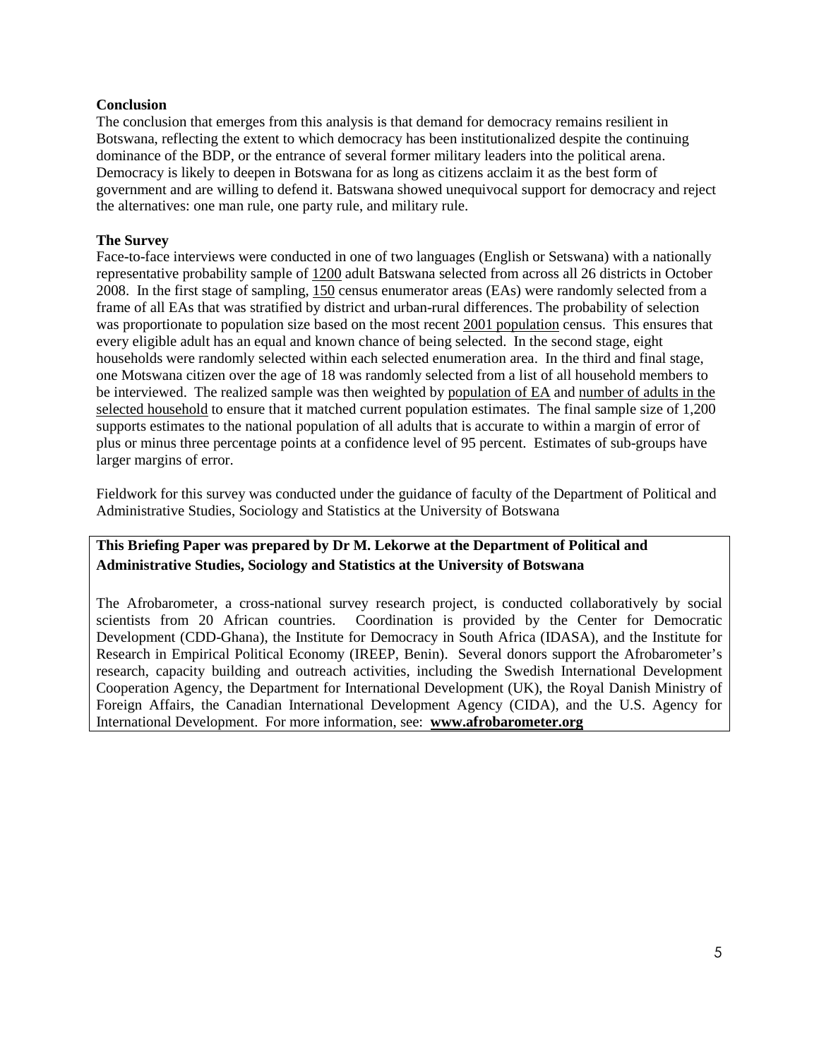**Conclusion**

The conclusion that emerges from this analysis is that demand for democracy remains resilient in Botswana, reflecting the extent to which democracy has been institutionalized despite the continuing dominance of the BDP, or the entrance of several former military leaders into the political arena. Democracy is likely to deepen in Botswana for as long as citizens acclaim it as the best form of government and are willing to defend it. Batswana showed unequivocal support for democracy and reject the alternatives: one man rule, one party rule, and military rule.

**The Survey**

Face-to-face interviews were conducted in one of two languages (English or Setswana) with a nationally representative probability sample of 1200 adult Batswana selected from across all 26 districts in October 2008. In the first stage of sampling, 150 census enumerator areas (EAs) were randomly selected from a frame of all EAs that was stratified by district and urban-rural differences. The probability of selection was proportionate to population size based on the most recent 2001 population census. This ensures that every eligible adult has an equal and known chance of being selected. In the second stage, eight households were randomly selected within each selected enumeration area. In the third and final stage, one Motswana citizen over the age of 18 was randomly selected from a list of all household members to be interviewed. The realized sample was then weighted by population of EA and number of adults in the selected household to ensure that it matched current population estimates. The final sample size of 1,200 supports estimates to the national population of all adults that is accurate to within a margin of error of plus or minus three percentage points at a confidence level of 95 percent. Estimates of sub-groups have larger margins of error.

Fieldwork for this survey was conducted under the guidance of faculty of the Department of Political and Administrative Studies, Sociology and Statistics at the University of Botswana

**This Briefing Paper was prepared by Dr M. Lekorwe at the Department of Political and Administrative Studies, Sociology and Statistics at the University of Botswana**

The Afrobarometer, a cross-national survey research project, is conducted collaboratively by social scientists from 20 African countries. Coordination is provided by the Center for Democratic Development (CDD-Ghana), the Institute for Democracy in South Africa (IDASA), and the Institute for Research in Empirical Political Economy (IREEP, Benin). Several donors support the Afrobarometer's research, capacity building and outreach activities, including the Swedish International Development Cooperation Agency, the Department for International Development (UK), the Royal Danish Ministry of Foreign Affairs, the Canadian International Development Agency (CIDA), and the U.S. Agency for International Development. For more information, see: **www.afrobarometer.org**